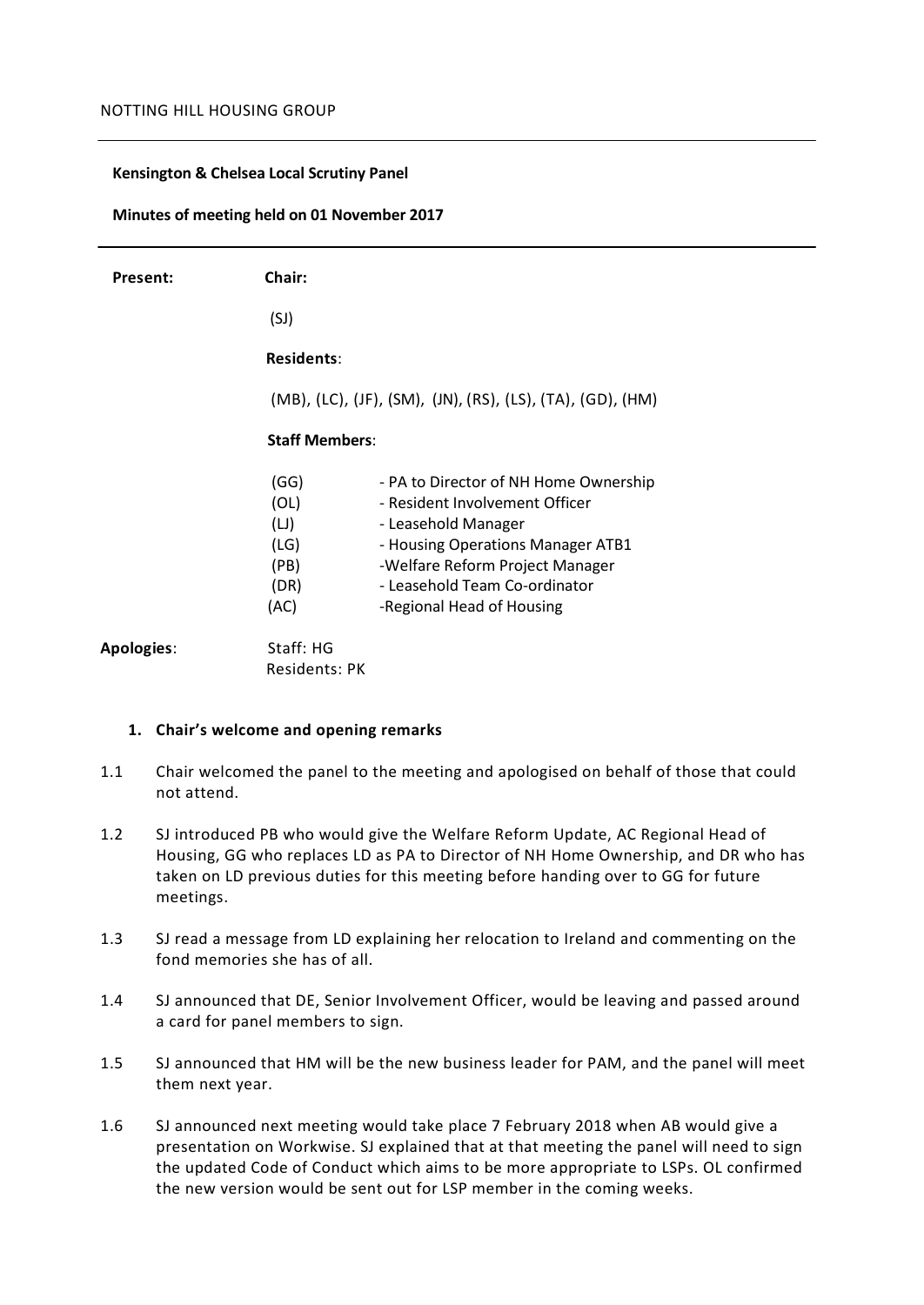NOTTING HILL HOUSING GROUP

**Kensington & Chelsea Local Scrutiny Panel**

**Minutes of meeting held on 01 November 2017**

**Present:**

**Chair:**

(SJ)

**Residents**:

(MB), (LC), (JF), (SM), (JN), (RS), (LS), (TA), (GD), (HM)

**Staff Members**:

| | |
|---|---|
| (GG) | - PA to Director of NH Home Ownership |
| (OL) | - Resident Involvement Officer |
| (LJ) | - Leasehold Manager |
| (LG) | - Housing Operations Manager ATB1 |
| (PB) | -Welfare Reform Project Manager |
| (DR) | - Leasehold Team Co-ordinator |
| (AC) | -Regional Head of Housing |

**Apologies**: Staff: HG
Residents: PK

**1. Chair's welcome and opening remarks**

1.1 Chair welcomed the panel to the meeting and apologised on behalf of those that could not attend.

1.2 SJ introduced PB who would give the Welfare Reform Update, AC Regional Head of Housing, GG who replaces LD as PA to Director of NH Home Ownership, and DR who has taken on LD previous duties for this meeting before handing over to GG for future meetings.

1.3 SJ read a message from LD explaining her relocation to Ireland and commenting on the fond memories she has of all.

1.4 SJ announced that DE, Senior Involvement Officer, would be leaving and passed around a card for panel members to sign.

1.5 SJ announced that HM will be the new business leader for PAM, and the panel will meet them next year.

1.6 SJ announced next meeting would take place 7 February 2018 when AB would give a presentation on Workwise. SJ explained that at that meeting the panel will need to sign the updated Code of Conduct which aims to be more appropriate to LSPs. OL confirmed the new version would be sent out for LSP member in the coming weeks.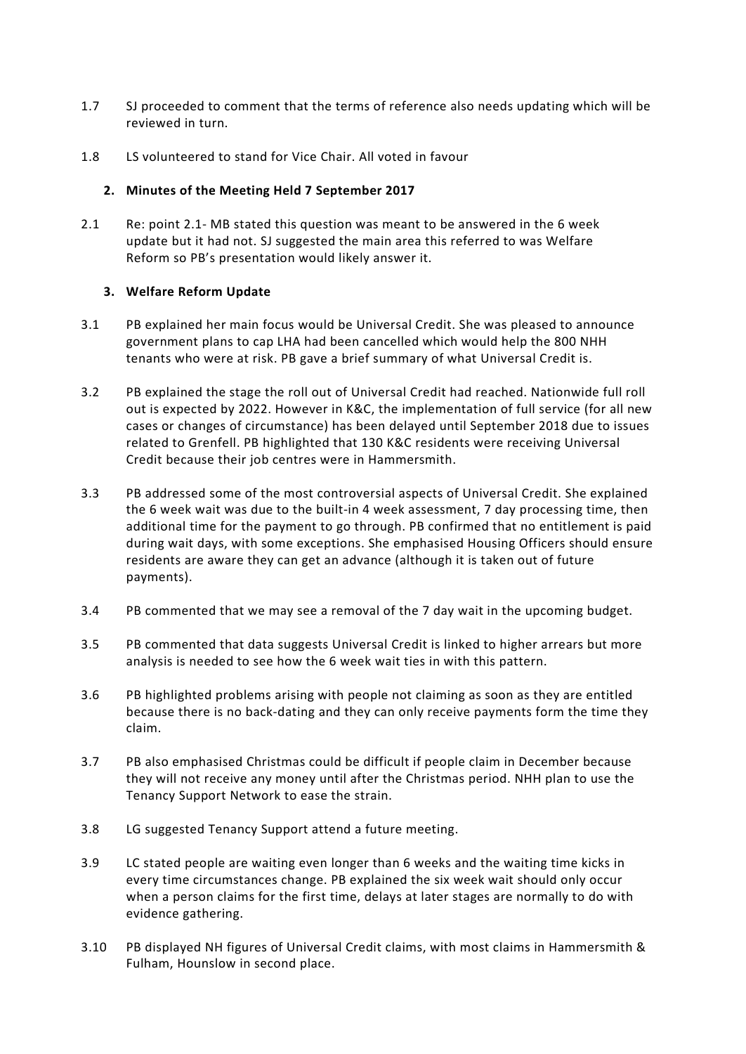1.7 SJ proceeded to comment that the terms of reference also needs updating which will be reviewed in turn.

1.8 LS volunteered to stand for Vice Chair. All voted in favour

**2. Minutes of the Meeting Held 7 September 2017**

2.1 Re: point 2.1- MB stated this question was meant to be answered in the 6 week update but it had not. SJ suggested the main area this referred to was Welfare Reform so PB's presentation would likely answer it.

**3. Welfare Reform Update**

3.1 PB explained her main focus would be Universal Credit. She was pleased to announce government plans to cap LHA had been cancelled which would help the 800 NHH tenants who were at risk. PB gave a brief summary of what Universal Credit is.

3.2 PB explained the stage the roll out of Universal Credit had reached. Nationwide full roll out is expected by 2022. However in K&C, the implementation of full service (for all new cases or changes of circumstance) has been delayed until September 2018 due to issues related to Grenfell. PB highlighted that 130 K&C residents were receiving Universal Credit because their job centres were in Hammersmith.

3.3 PB addressed some of the most controversial aspects of Universal Credit. She explained the 6 week wait was due to the built-in 4 week assessment, 7 day processing time, then additional time for the payment to go through. PB confirmed that no entitlement is paid during wait days, with some exceptions. She emphasised Housing Officers should ensure residents are aware they can get an advance (although it is taken out of future payments).

3.4 PB commented that we may see a removal of the 7 day wait in the upcoming budget.

3.5 PB commented that data suggests Universal Credit is linked to higher arrears but more analysis is needed to see how the 6 week wait ties in with this pattern.

3.6 PB highlighted problems arising with people not claiming as soon as they are entitled because there is no back-dating and they can only receive payments form the time they claim.

3.7 PB also emphasised Christmas could be difficult if people claim in December because they will not receive any money until after the Christmas period. NHH plan to use the Tenancy Support Network to ease the strain.

3.8 LG suggested Tenancy Support attend a future meeting.

3.9 LC stated people are waiting even longer than 6 weeks and the waiting time kicks in every time circumstances change. PB explained the six week wait should only occur when a person claims for the first time, delays at later stages are normally to do with evidence gathering.

3.10 PB displayed NH figures of Universal Credit claims, with most claims in Hammersmith & Fulham, Hounslow in second place.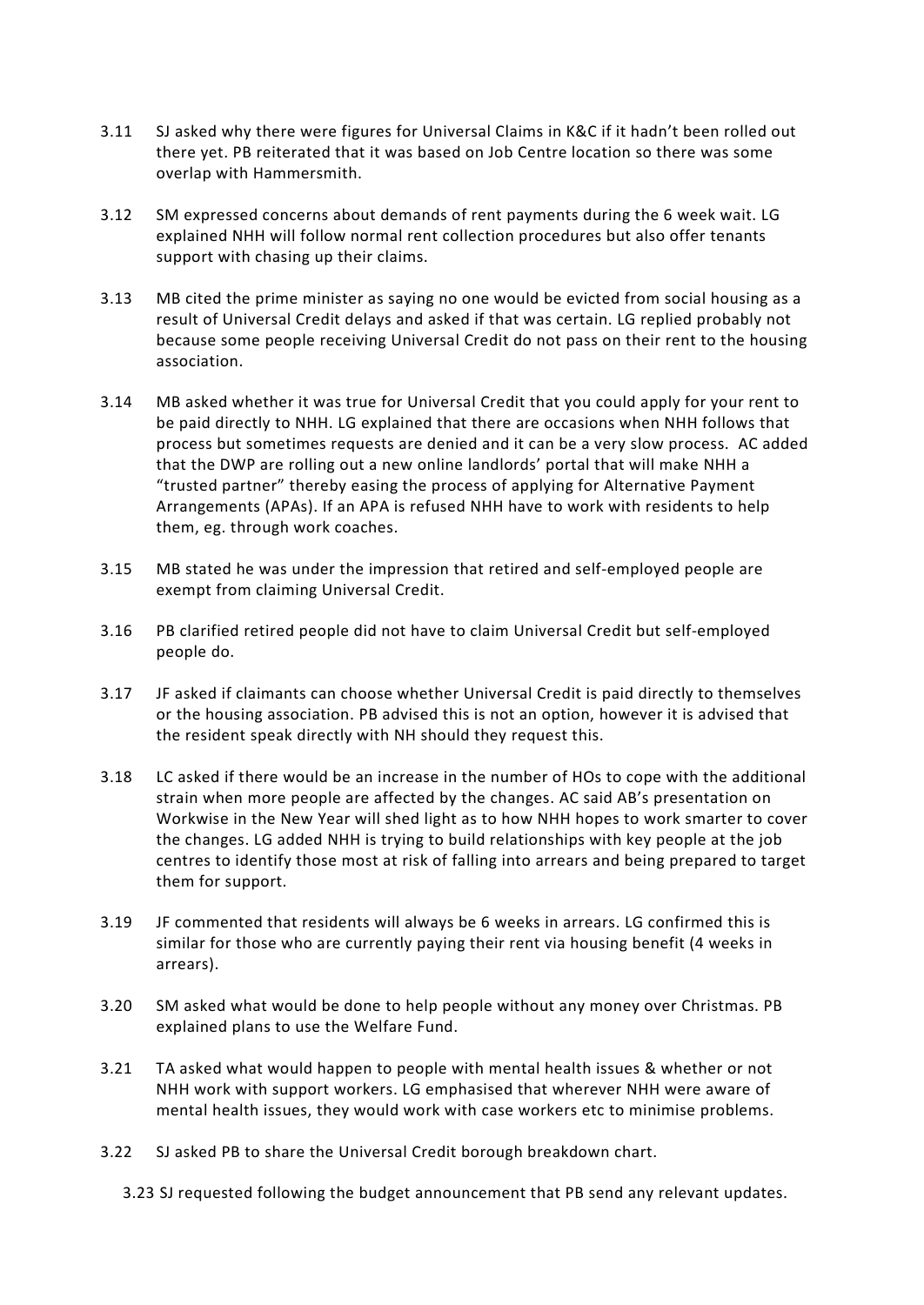3.11 SJ asked why there were figures for Universal Claims in K&C if it hadn't been rolled out there yet. PB reiterated that it was based on Job Centre location so there was some overlap with Hammersmith.

3.12 SM expressed concerns about demands of rent payments during the 6 week wait. LG explained NHH will follow normal rent collection procedures but also offer tenants support with chasing up their claims.

3.13 MB cited the prime minister as saying no one would be evicted from social housing as a result of Universal Credit delays and asked if that was certain. LG replied probably not because some people receiving Universal Credit do not pass on their rent to the housing association.

3.14 MB asked whether it was true for Universal Credit that you could apply for your rent to be paid directly to NHH. LG explained that there are occasions when NHH follows that process but sometimes requests are denied and it can be a very slow process. AC added that the DWP are rolling out a new online landlords' portal that will make NHH a "trusted partner" thereby easing the process of applying for Alternative Payment Arrangements (APAs). If an APA is refused NHH have to work with residents to help them, eg. through work coaches.

3.15 MB stated he was under the impression that retired and self-employed people are exempt from claiming Universal Credit.

3.16 PB clarified retired people did not have to claim Universal Credit but self-employed people do.

3.17 JF asked if claimants can choose whether Universal Credit is paid directly to themselves or the housing association. PB advised this is not an option, however it is advised that the resident speak directly with NH should they request this.

3.18 LC asked if there would be an increase in the number of HOs to cope with the additional strain when more people are affected by the changes. AC said AB's presentation on Workwise in the New Year will shed light as to how NHH hopes to work smarter to cover the changes. LG added NHH is trying to build relationships with key people at the job centres to identify those most at risk of falling into arrears and being prepared to target them for support.

3.19 JF commented that residents will always be 6 weeks in arrears. LG confirmed this is similar for those who are currently paying their rent via housing benefit (4 weeks in arrears).

3.20 SM asked what would be done to help people without any money over Christmas. PB explained plans to use the Welfare Fund.

3.21 TA asked what would happen to people with mental health issues & whether or not NHH work with support workers. LG emphasised that wherever NHH were aware of mental health issues, they would work with case workers etc to minimise problems.

3.22 SJ asked PB to share the Universal Credit borough breakdown chart.

3.23 SJ requested following the budget announcement that PB send any relevant updates.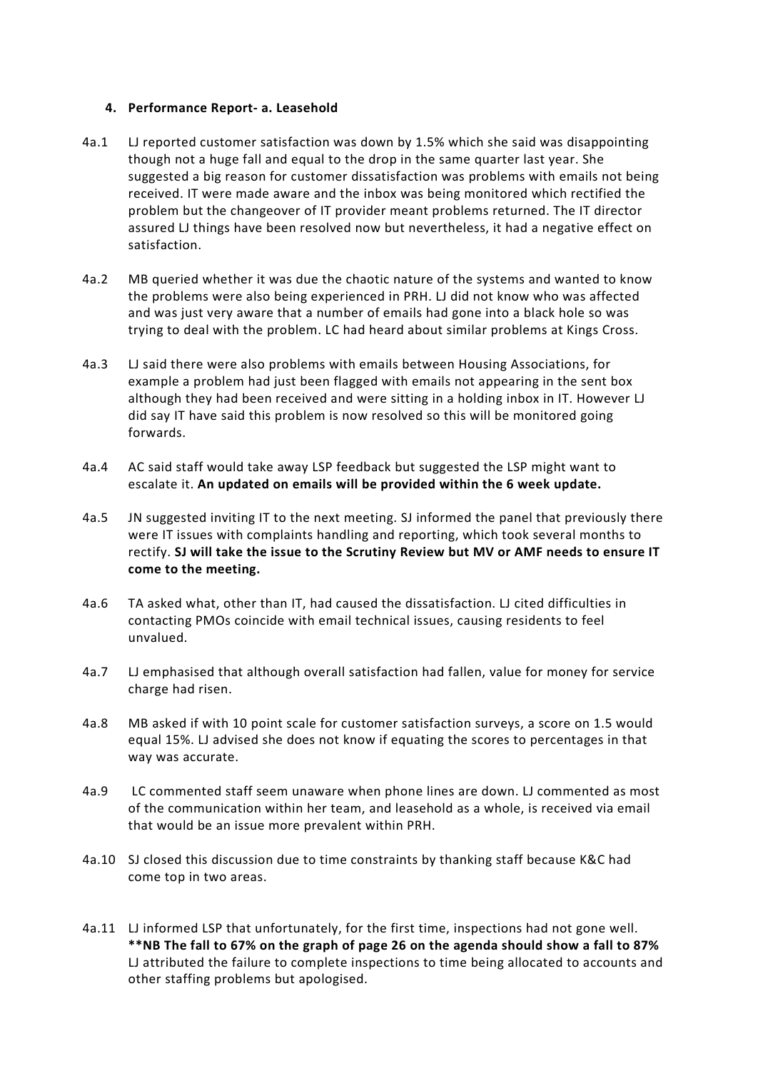**4. Performance Report- a. Leasehold**

4a.1 LJ reported customer satisfaction was down by 1.5% which she said was disappointing though not a huge fall and equal to the drop in the same quarter last year. She suggested a big reason for customer dissatisfaction was problems with emails not being received. IT were made aware and the inbox was being monitored which rectified the problem but the changeover of IT provider meant problems returned. The IT director assured LJ things have been resolved now but nevertheless, it had a negative effect on satisfaction.

4a.2 MB queried whether it was due the chaotic nature of the systems and wanted to know the problems were also being experienced in PRH. LJ did not know who was affected and was just very aware that a number of emails had gone into a black hole so was trying to deal with the problem. LC had heard about similar problems at Kings Cross.

4a.3 LJ said there were also problems with emails between Housing Associations, for example a problem had just been flagged with emails not appearing in the sent box although they had been received and were sitting in a holding inbox in IT. However LJ did say IT have said this problem is now resolved so this will be monitored going forwards.

4a.4 AC said staff would take away LSP feedback but suggested the LSP might want to escalate it. **An updated on emails will be provided within the 6 week update.**

4a.5 JN suggested inviting IT to the next meeting. SJ informed the panel that previously there were IT issues with complaints handling and reporting, which took several months to rectify. **SJ will take the issue to the Scrutiny Review but MV or AMF needs to ensure IT come to the meeting.**

4a.6 TA asked what, other than IT, had caused the dissatisfaction. LJ cited difficulties in contacting PMOs coincide with email technical issues, causing residents to feel unvalued.

4a.7 LJ emphasised that although overall satisfaction had fallen, value for money for service charge had risen.

4a.8 MB asked if with 10 point scale for customer satisfaction surveys, a score on 1.5 would equal 15%. LJ advised she does not know if equating the scores to percentages in that way was accurate.

4a.9 LC commented staff seem unaware when phone lines are down. LJ commented as most of the communication within her team, and leasehold as a whole, is received via email that would be an issue more prevalent within PRH.

4a.10 SJ closed this discussion due to time constraints by thanking staff because K&C had come top in two areas.

4a.11 LJ informed LSP that unfortunately, for the first time, inspections had not gone well. **\*\*NB The fall to 67% on the graph of page 26 on the agenda should show a fall to 87%** LJ attributed the failure to complete inspections to time being allocated to accounts and other staffing problems but apologised.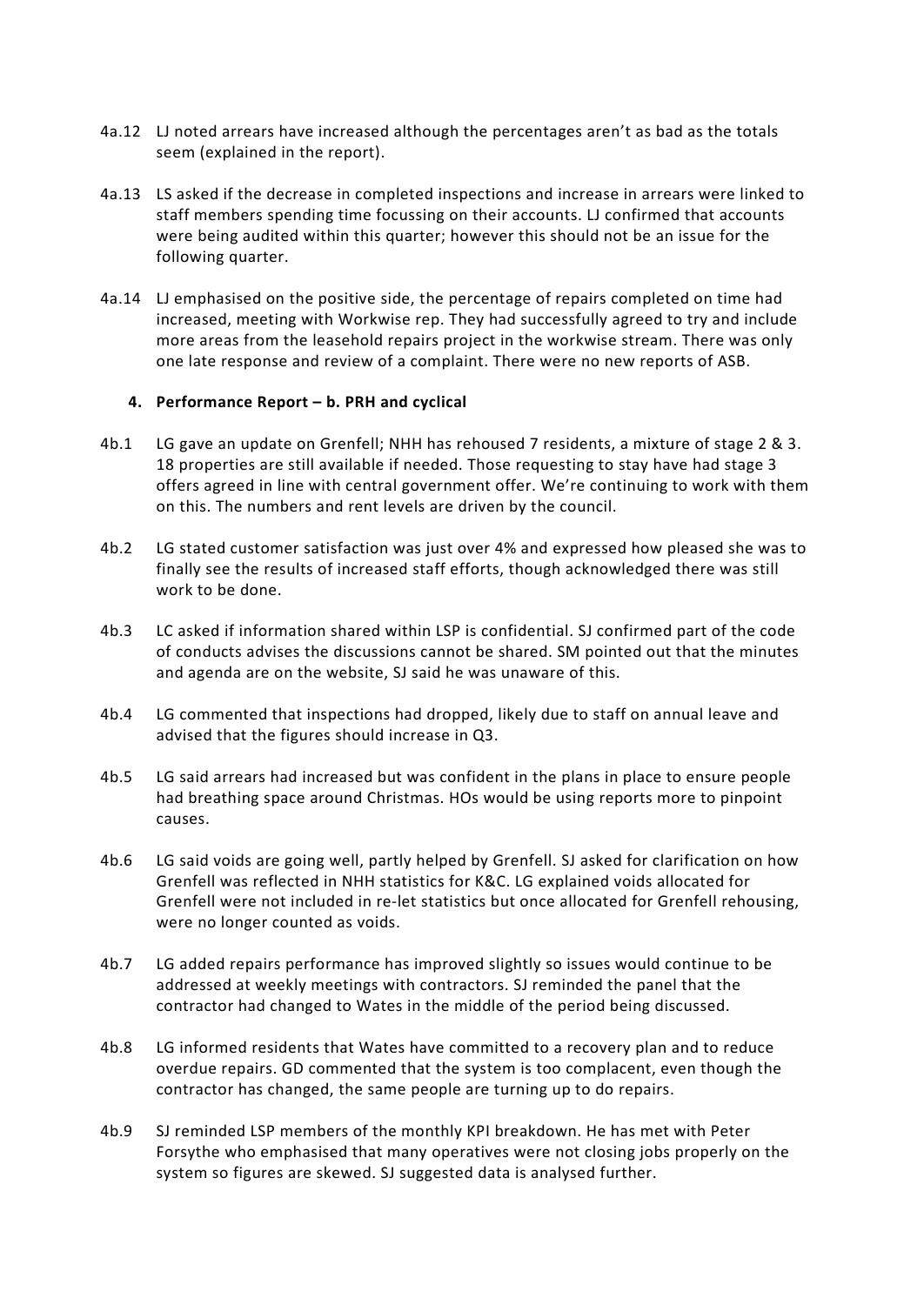4a.12 LJ noted arrears have increased although the percentages aren't as bad as the totals seem (explained in the report).

4a.13 LS asked if the decrease in completed inspections and increase in arrears were linked to staff members spending time focussing on their accounts. LJ confirmed that accounts were being audited within this quarter; however this should not be an issue for the following quarter.

4a.14 LJ emphasised on the positive side, the percentage of repairs completed on time had increased, meeting with Workwise rep. They had successfully agreed to try and include more areas from the leasehold repairs project in the workwise stream. There was only one late response and review of a complaint. There were no new reports of ASB.

**4. Performance Report – b. PRH and cyclical**

4b.1 LG gave an update on Grenfell; NHH has rehoused 7 residents, a mixture of stage 2 & 3. 18 properties are still available if needed. Those requesting to stay have had stage 3 offers agreed in line with central government offer. We're continuing to work with them on this. The numbers and rent levels are driven by the council.

4b.2 LG stated customer satisfaction was just over 4% and expressed how pleased she was to finally see the results of increased staff efforts, though acknowledged there was still work to be done.

4b.3 LC asked if information shared within LSP is confidential. SJ confirmed part of the code of conducts advises the discussions cannot be shared. SM pointed out that the minutes and agenda are on the website, SJ said he was unaware of this.

4b.4 LG commented that inspections had dropped, likely due to staff on annual leave and advised that the figures should increase in Q3.

4b.5 LG said arrears had increased but was confident in the plans in place to ensure people had breathing space around Christmas. HOs would be using reports more to pinpoint causes.

4b.6 LG said voids are going well, partly helped by Grenfell. SJ asked for clarification on how Grenfell was reflected in NHH statistics for K&C. LG explained voids allocated for Grenfell were not included in re-let statistics but once allocated for Grenfell rehousing, were no longer counted as voids.

4b.7 LG added repairs performance has improved slightly so issues would continue to be addressed at weekly meetings with contractors. SJ reminded the panel that the contractor had changed to Wates in the middle of the period being discussed.

4b.8 LG informed residents that Wates have committed to a recovery plan and to reduce overdue repairs. GD commented that the system is too complacent, even though the contractor has changed, the same people are turning up to do repairs.

4b.9 SJ reminded LSP members of the monthly KPI breakdown. He has met with Peter Forsythe who emphasised that many operatives were not closing jobs properly on the system so figures are skewed. SJ suggested data is analysed further.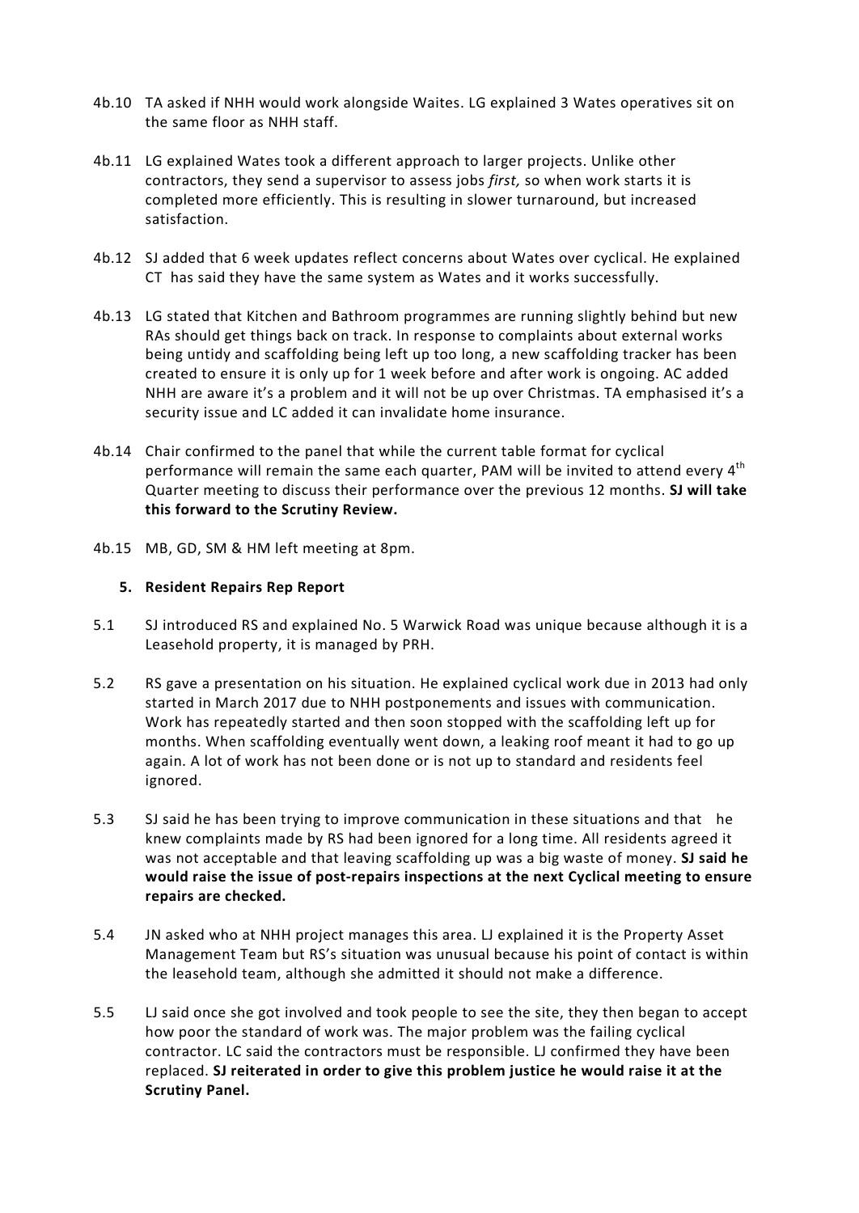4b.10 TA asked if NHH would work alongside Waites. LG explained 3 Wates operatives sit on the same floor as NHH staff.

4b.11 LG explained Wates took a different approach to larger projects. Unlike other contractors, they send a supervisor to assess jobs *first,* so when work starts it is completed more efficiently. This is resulting in slower turnaround, but increased satisfaction.

4b.12 SJ added that 6 week updates reflect concerns about Wates over cyclical. He explained CT has said they have the same system as Wates and it works successfully.

4b.13 LG stated that Kitchen and Bathroom programmes are running slightly behind but new RAs should get things back on track. In response to complaints about external works being untidy and scaffolding being left up too long, a new scaffolding tracker has been created to ensure it is only up for 1 week before and after work is ongoing. AC added NHH are aware it's a problem and it will not be up over Christmas. TA emphasised it's a security issue and LC added it can invalidate home insurance.

4b.14 Chair confirmed to the panel that while the current table format for cyclical performance will remain the same each quarter, PAM will be invited to attend every 4th Quarter meeting to discuss their performance over the previous 12 months. **SJ will take this forward to the Scrutiny Review.**

4b.15 MB, GD, SM & HM left meeting at 8pm.

## 5. Resident Repairs Rep Report

5.1 SJ introduced RS and explained No. 5 Warwick Road was unique because although it is a Leasehold property, it is managed by PRH.

5.2 RS gave a presentation on his situation. He explained cyclical work due in 2013 had only started in March 2017 due to NHH postponements and issues with communication. Work has repeatedly started and then soon stopped with the scaffolding left up for months. When scaffolding eventually went down, a leaking roof meant it had to go up again. A lot of work has not been done or is not up to standard and residents feel ignored.

5.3 SJ said he has been trying to improve communication in these situations and that he knew complaints made by RS had been ignored for a long time. All residents agreed it was not acceptable and that leaving scaffolding up was a big waste of money. **SJ said he would raise the issue of post-repairs inspections at the next Cyclical meeting to ensure repairs are checked.**

5.4 JN asked who at NHH project manages this area. LJ explained it is the Property Asset Management Team but RS's situation was unusual because his point of contact is within the leasehold team, although she admitted it should not make a difference.

5.5 LJ said once she got involved and took people to see the site, they then began to accept how poor the standard of work was. The major problem was the failing cyclical contractor. LC said the contractors must be responsible. LJ confirmed they have been replaced. **SJ reiterated in order to give this problem justice he would raise it at the Scrutiny Panel.**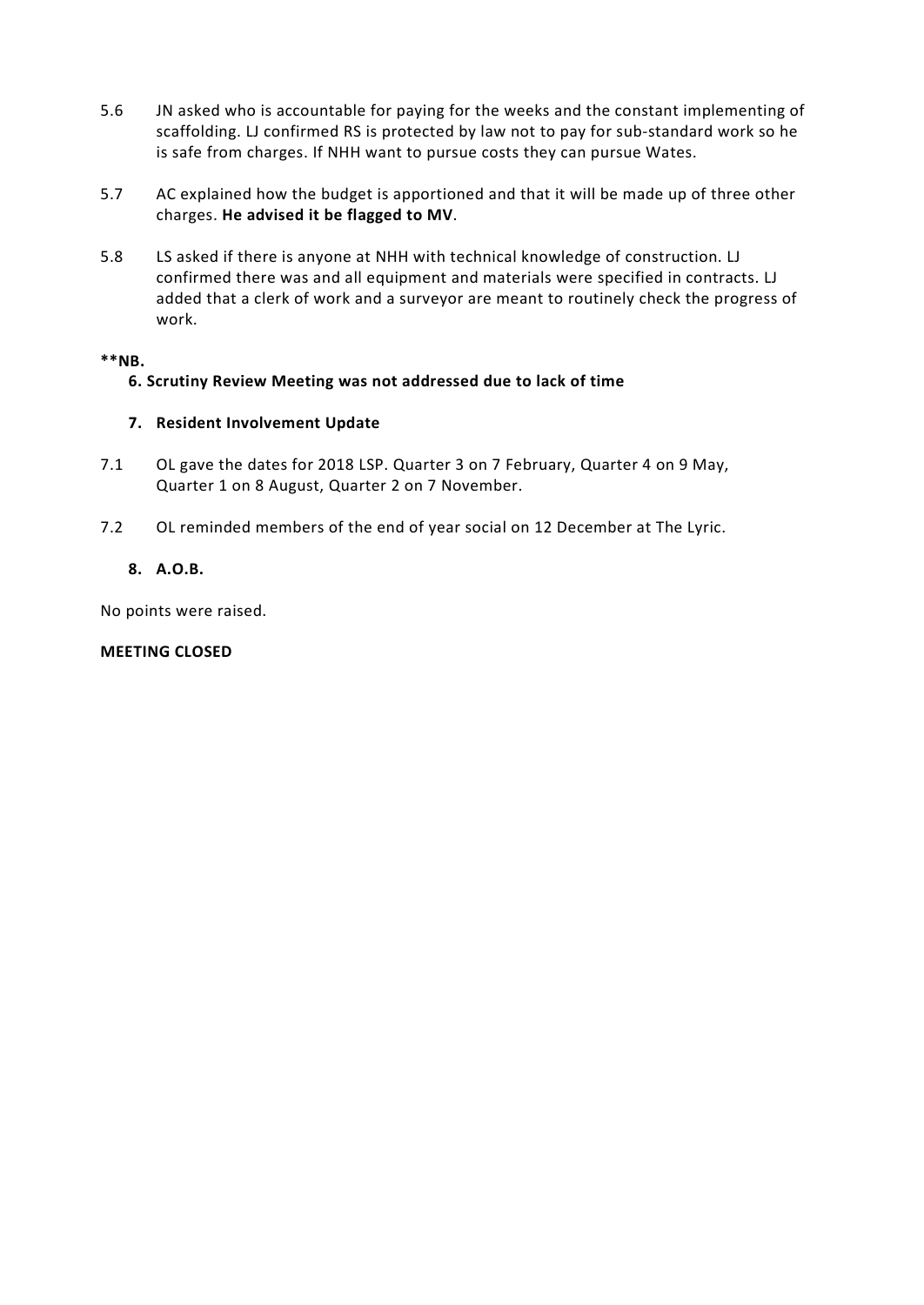5.6 JN asked who is accountable for paying for the weeks and the constant implementing of scaffolding. LJ confirmed RS is protected by law not to pay for sub-standard work so he is safe from charges. If NHH want to pursue costs they can pursue Wates.

5.7 AC explained how the budget is apportioned and that it will be made up of three other charges. **He advised it be flagged to MV**.

5.8 LS asked if there is anyone at NHH with technical knowledge of construction. LJ confirmed there was and all equipment and materials were specified in contracts. LJ added that a clerk of work and a surveyor are meant to routinely check the progress of work.

****NB.**

**6. Scrutiny Review Meeting was not addressed due to lack of time**

**7. Resident Involvement Update**

7.1 OL gave the dates for 2018 LSP. Quarter 3 on 7 February, Quarter 4 on 9 May, Quarter 1 on 8 August, Quarter 2 on 7 November.

7.2 OL reminded members of the end of year social on 12 December at The Lyric.

**8. A.O.B.**

No points were raised.

**MEETING CLOSED**